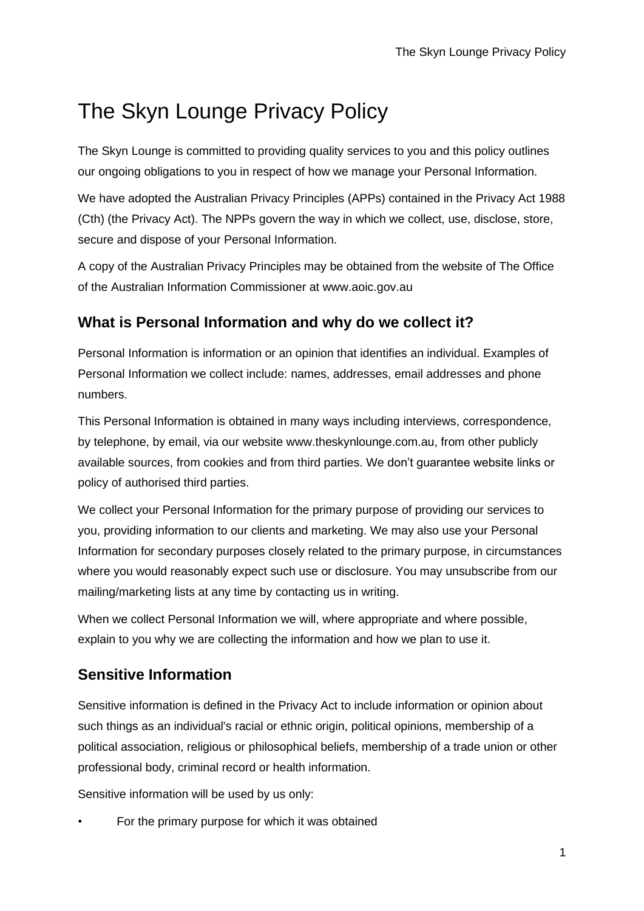# The Skyn Lounge Privacy Policy

The Skyn Lounge is committed to providing quality services to you and this policy outlines our ongoing obligations to you in respect of how we manage your Personal Information.

We have adopted the Australian Privacy Principles (APPs) contained in the Privacy Act 1988 (Cth) (the Privacy Act). The NPPs govern the way in which we collect, use, disclose, store, secure and dispose of your Personal Information.

A copy of the Australian Privacy Principles may be obtained from the website of The Office of the Australian Information Commissioner at www.aoic.gov.au

## What is Personal Information and why do we collect it?

Personal Information is information or an opinion that identifies an individual. Examples of Personal Information we collect include: names, addresses, email addresses and phone numbers.

This Personal Information is obtained in many ways including interviews, correspondence, by telephone, by email, via our website www.theskynlounge.com.au, from other publicly available sources, from cookies and from third parties. We don't guarantee website links or policy of authorised third parties.

We collect your Personal Information for the primary purpose of providing our services to you, providing information to our clients and marketing. We may also use your Personal Information for secondary purposes closely related to the primary purpose, in circumstances where you would reasonably expect such use or disclosure. You may unsubscribe from our mailing/marketing lists at any time by contacting us in writing.

When we collect Personal Information we will, where appropriate and where possible, explain to you why we are collecting the information and how we plan to use it.

## Sensitive Information

Sensitive information is defined in the Privacy Act to include information or opinion about such things as an individual's racial or ethnic origin, political opinions, membership of a political association, religious or philosophical beliefs, membership of a trade union or other professional body, criminal record or health information.

Sensitive information will be used by us only:

- For the primary purpose for which it was obtained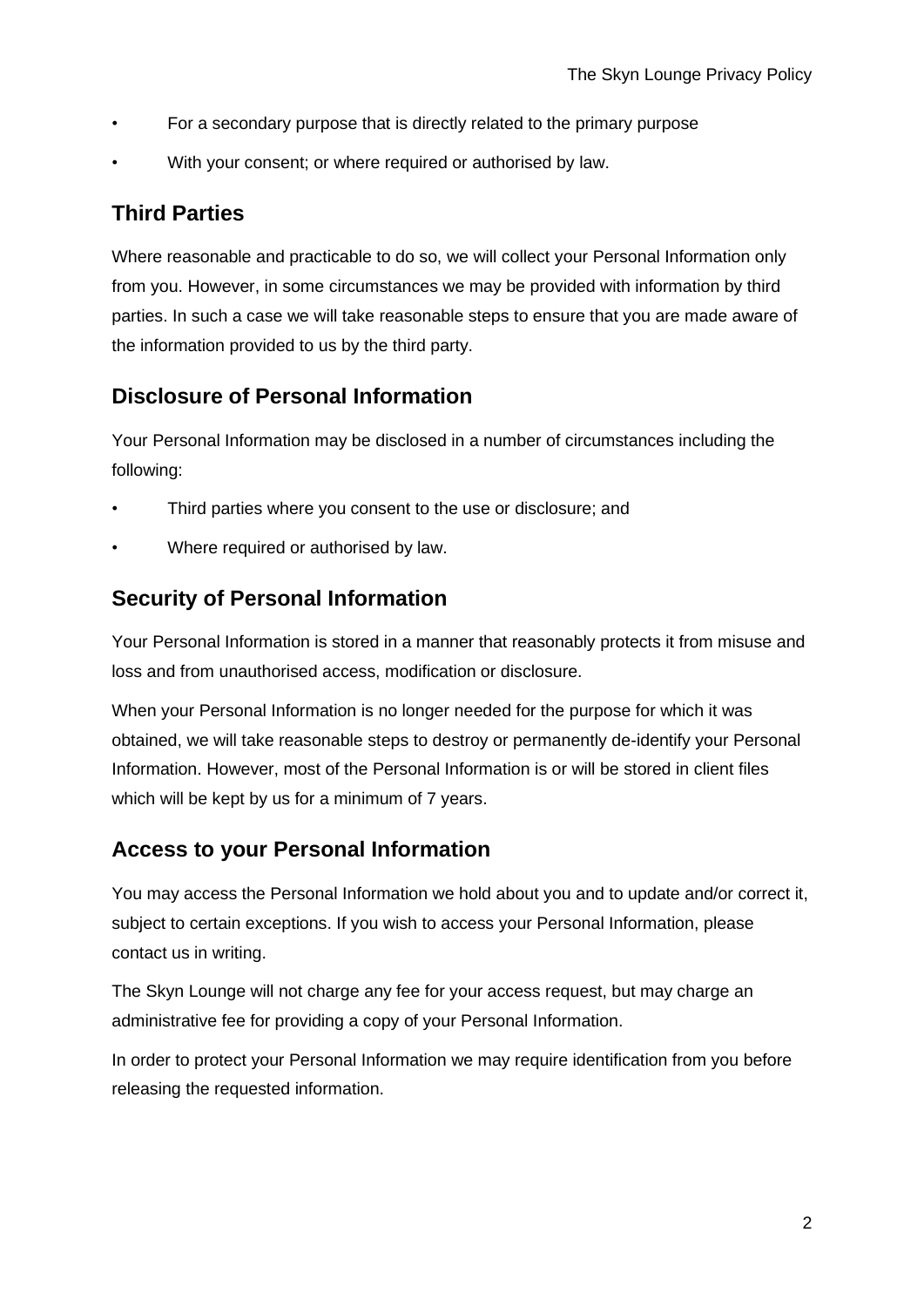- For a secondary purpose that is directly related to the primary purpose
- With your consent; or where required or authorised by law.

## Third Parties

Where reasonable and practicable to do so, we will collect your Personal Information only from you. However, in some circumstances we may be provided with information by third parties. In such a case we will take reasonable steps to ensure that you are made aware of the information provided to us by the third party.

## Disclosure of Personal Information

Your Personal Information may be disclosed in a number of circumstances including the following:

- Third parties where you consent to the use or disclosure; and
- Where required or authorised by law.

## Security of Personal Information

Your Personal Information is stored in a manner that reasonably protects it from misuse and loss and from unauthorised access, modification or disclosure.

When your Personal Information is no longer needed for the purpose for which it was obtained, we will take reasonable steps to destroy or permanently de-identify your Personal Information. However, most of the Personal Information is or will be stored in client files which will be kept by us for a minimum of 7 years.

## Access to your Personal Information

You may access the Personal Information we hold about you and to update and/or correct it, subject to certain exceptions. If you wish to access your Personal Information, please contact us in writing.

The Skyn Lounge will not charge any fee for your access request, but may charge an administrative fee for providing a copy of your Personal Information.

In order to protect your Personal Information we may require identification from you before releasing the requested information.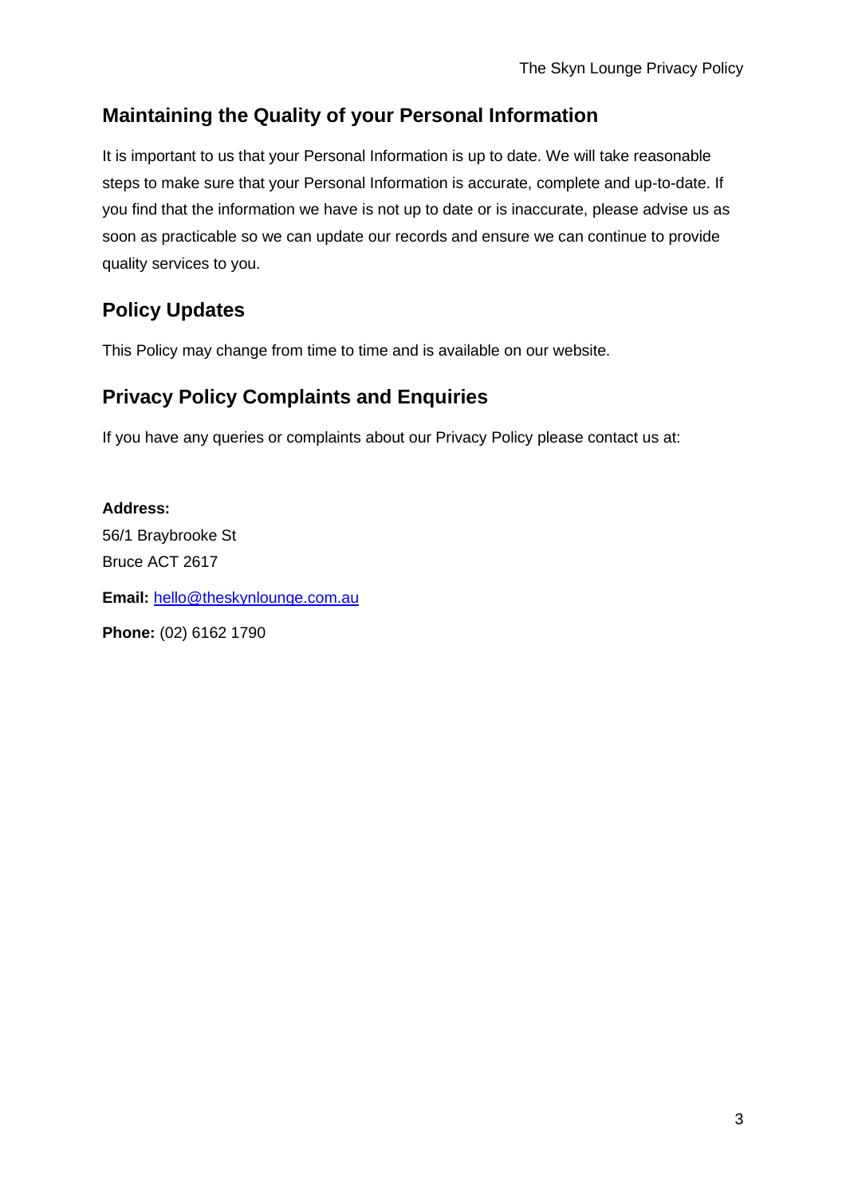## Maintaining the Quality of your Personal Information

It is important to us that your Personal Information is up to date. We will take reasonable steps to make sure that your Personal Information is accurate, complete and up-to-date. If you find that the information we have is not up to date or is inaccurate, please advise us as soon as practicable so we can update our records and ensure we can continue to provide quality services to you.

## Policy Updates

This Policy may change from time to time and is available on our website.

## Privacy Policy Complaints and Enquiries

If you have any queries or complaints about our Privacy Policy please contact us at:

**Address:**
56/1 Braybrooke St
Bruce ACT 2617

**Email:** hello@theskynlounge.com.au

**Phone:** (02) 6162 1790